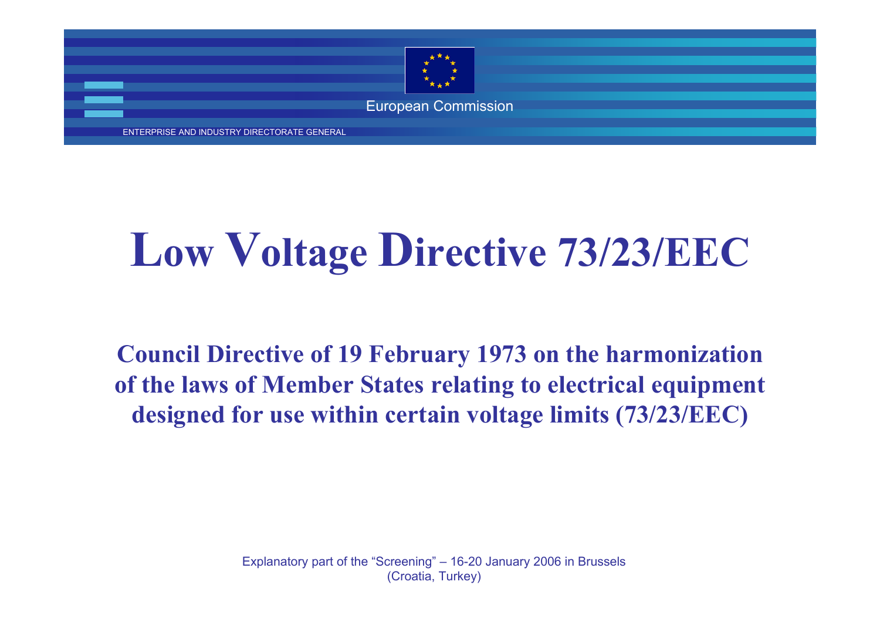European Commission

ENTERPRISE AND INDUSTRY DIRECTORATE GENERAL

# Low Voltage Directive 73/23/EEC

## Council Directive of 19 February 1973 on the harmonization of the laws of Member States relating to electrical equipment designed for use within certain voltage limits (73/23/EEC)

Explanatory part of the "Screening" – 16-20 January 2006 in Brussels
(Croatia, Turkey)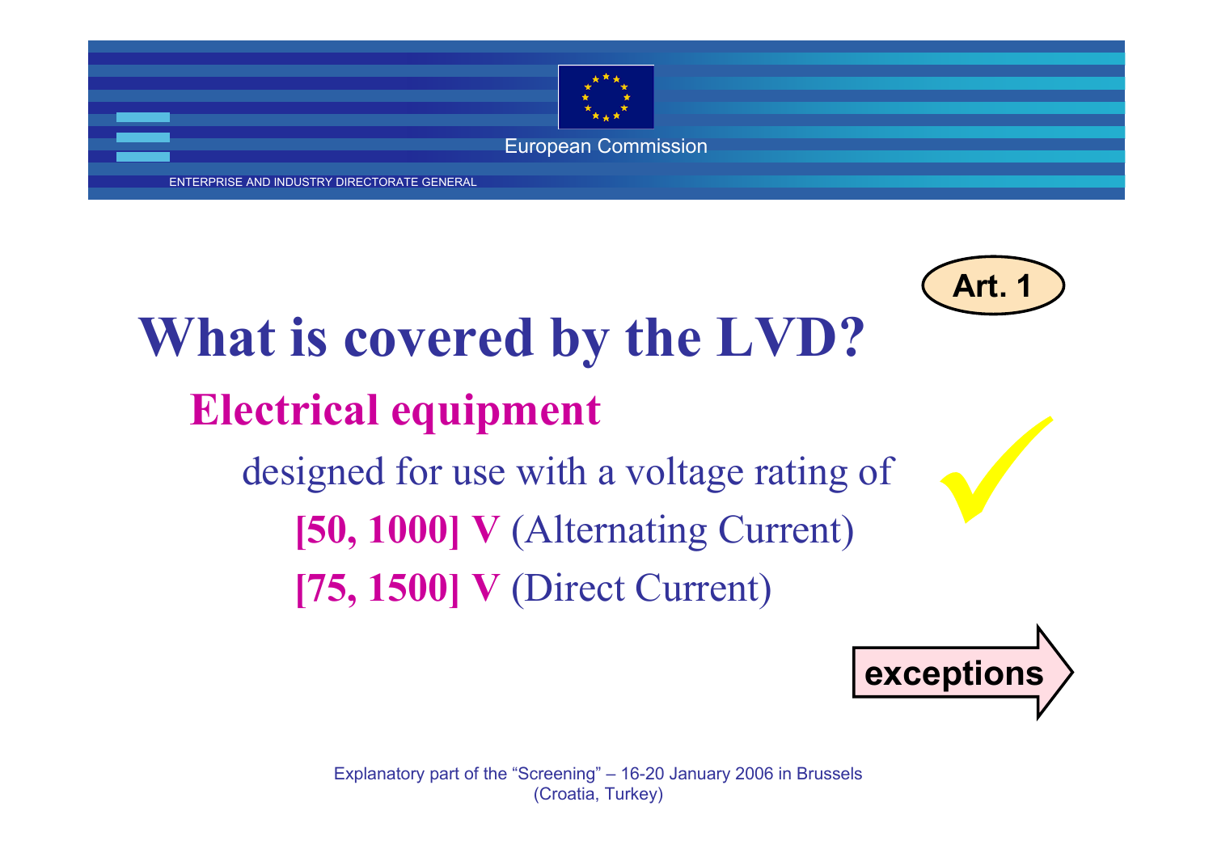**Art. 1**

# What is covered by the LVD?

## Electrical equipment

designed for use with a voltage rating of

**[50, 1000] V** (Alternating Current)

**[75, 1500] V** (Direct Current)

**exceptions**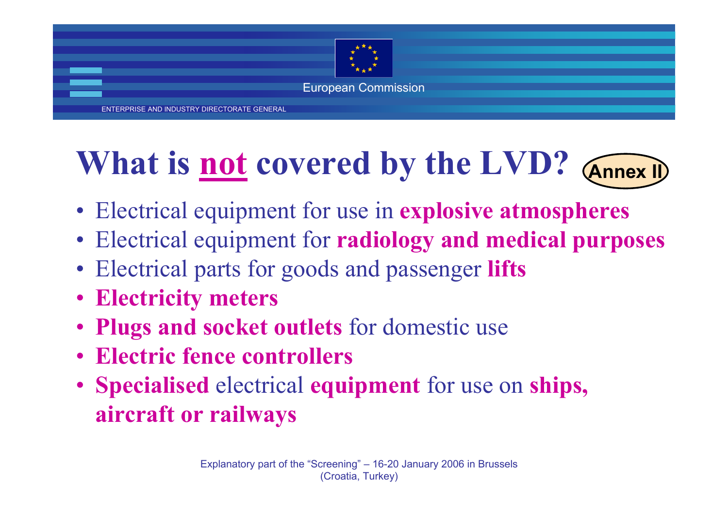# What is not covered by the LVD? Annex II

- Electrical equipment for use in **explosive atmospheres**
- Electrical equipment for **radiology and medical purposes**
- Electrical parts for goods and passenger **lifts**
- **Electricity meters**
- **Plugs and socket outlets** for domestic use
- **Electric fence controllers**
- **Specialised** electrical **equipment** for use on **ships, aircraft or railways**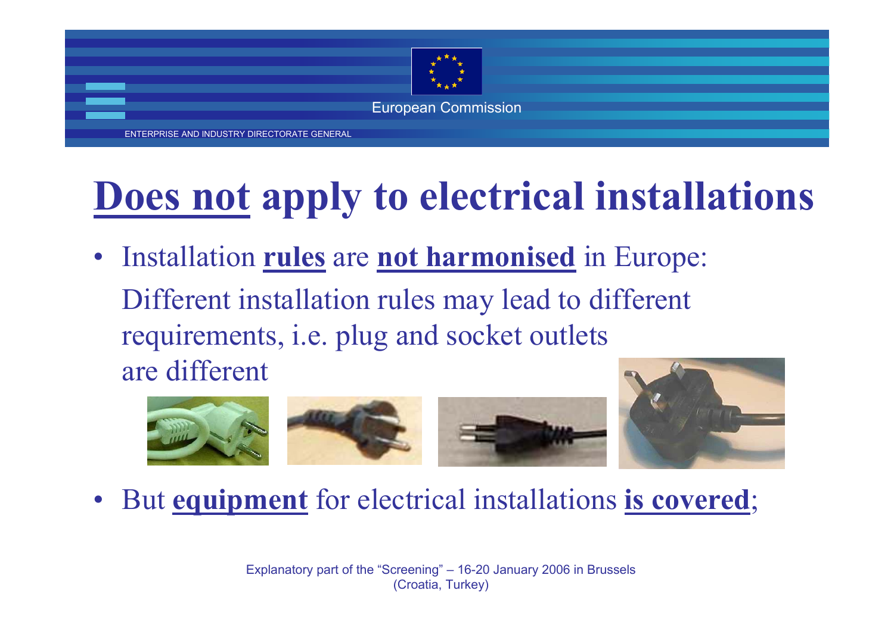# <u>Does not</u> apply to electrical installations

- Installation **<u>rules</u>** are **<u>not harmonised</u>** in Europe: Different installation rules may lead to different requirements, i.e. plug and socket outlets are different
- But **<u>equipment</u>** for electrical installations **<u>is covered</u>**;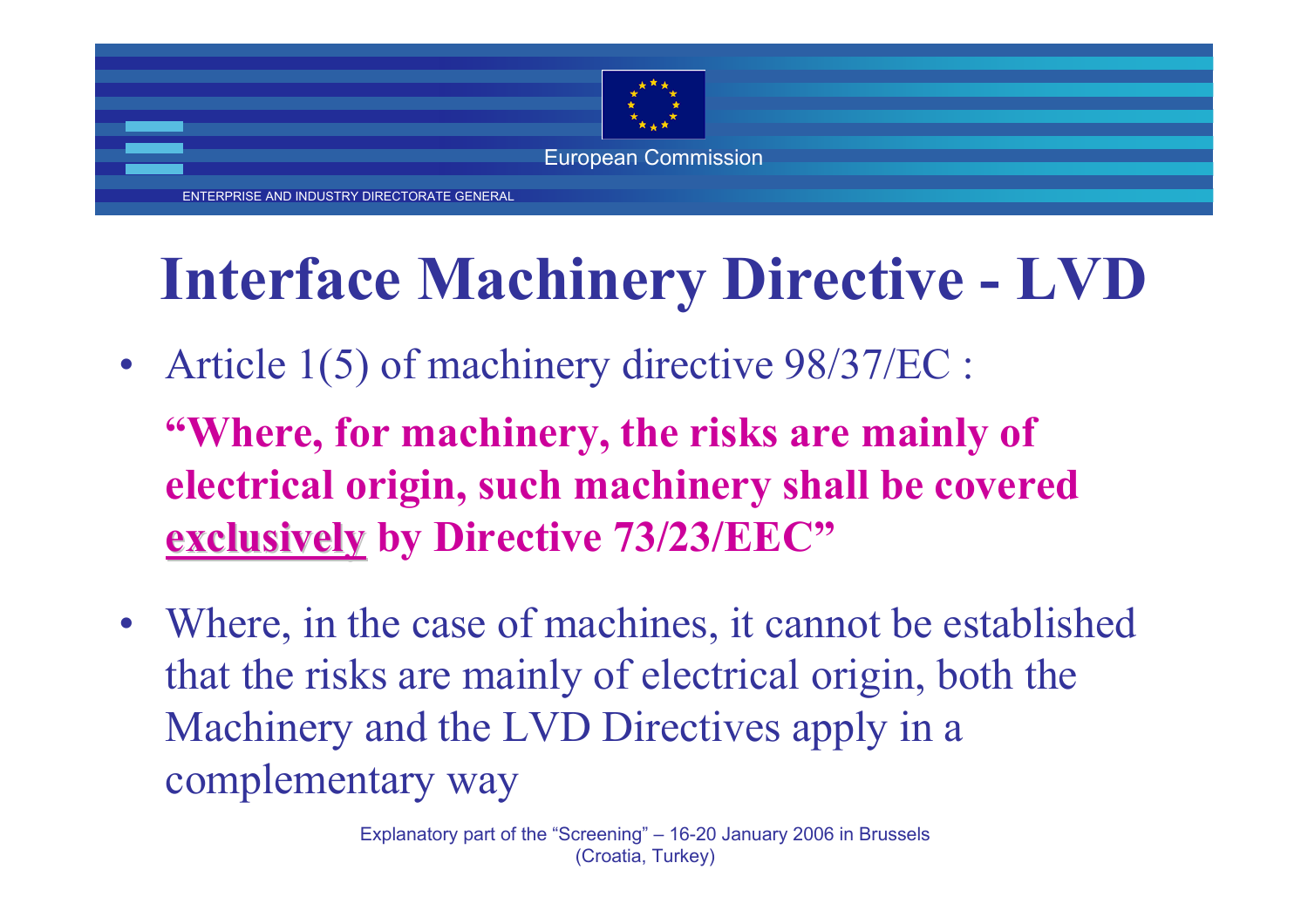# Interface Machinery Directive - LVD

- Article 1(5) of machinery directive 98/37/EC :

  **"Where, for machinery, the risks are mainly of electrical origin, such machinery shall be covered <u>exclusively</u> by Directive 73/23/EEC"**

- Where, in the case of machines, it cannot be established that the risks are mainly of electrical origin, both the Machinery and the LVD Directives apply in a complementary way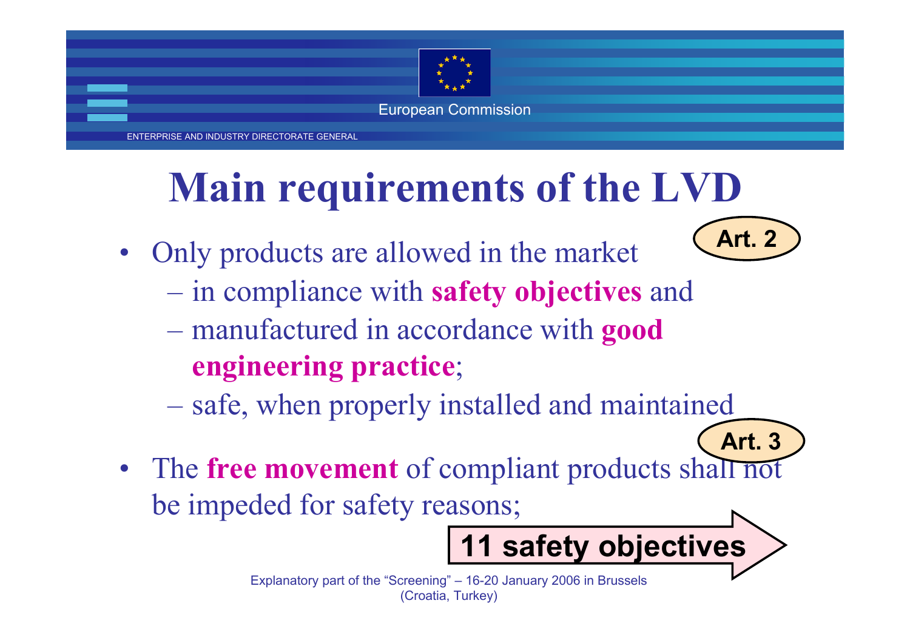# Main requirements of the LVD

- Only products are allowed in the market **Art. 2**
  - in compliance with **safety objectives** and
  - manufactured in accordance with **good engineering practice**;
  - safe, when properly installed and maintained
- The **free movement** of compliant products shall not be impeded for safety reasons; **Art. 3**

**11 safety objectives**

Explanatory part of the "Screening" – 16-20 January 2006 in Brussels (Croatia, Turkey)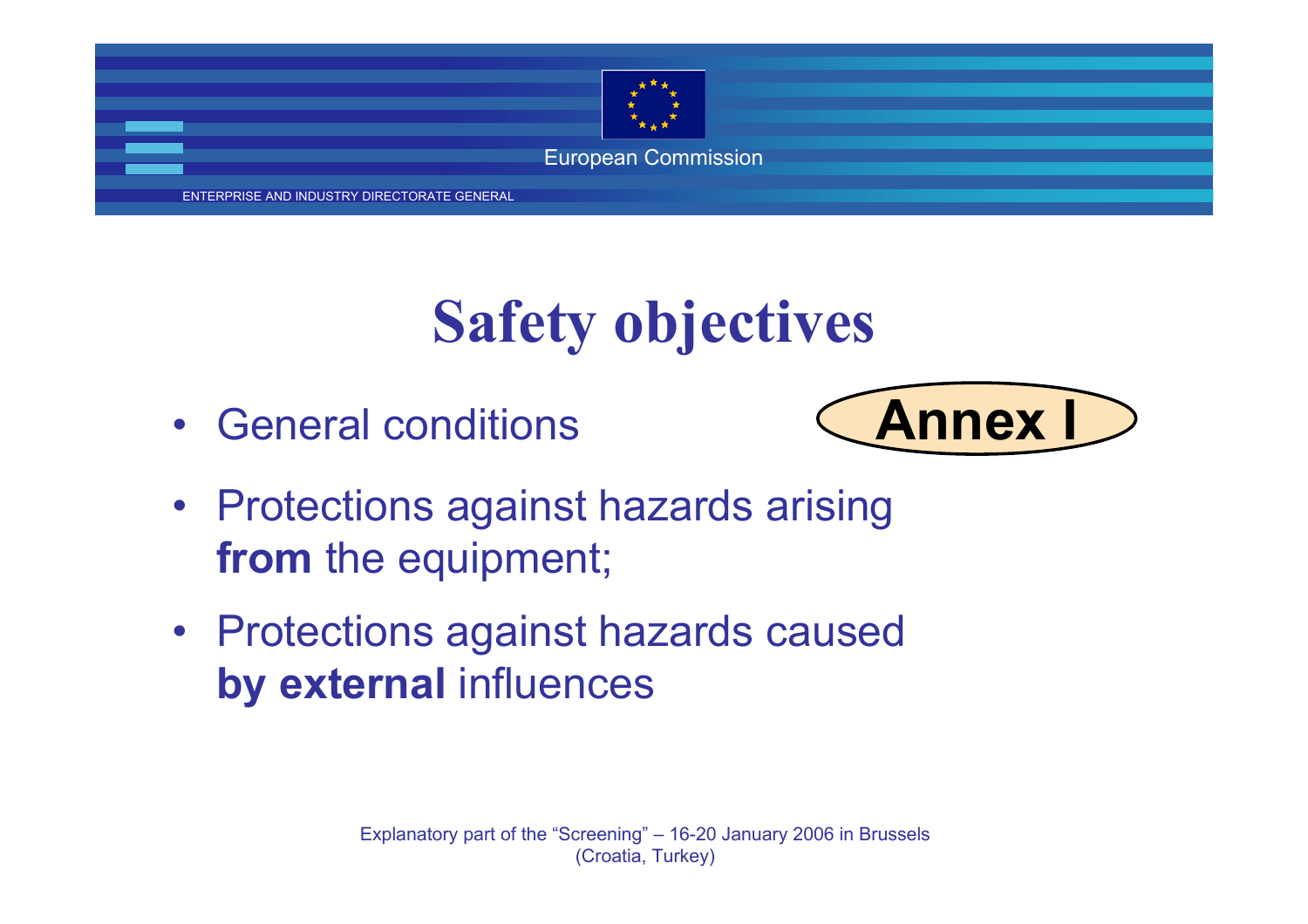# Safety objectives

- General conditions

**Annex I**

- Protections against hazards arising **from** the equipment;
- Protections against hazards caused **by external** influences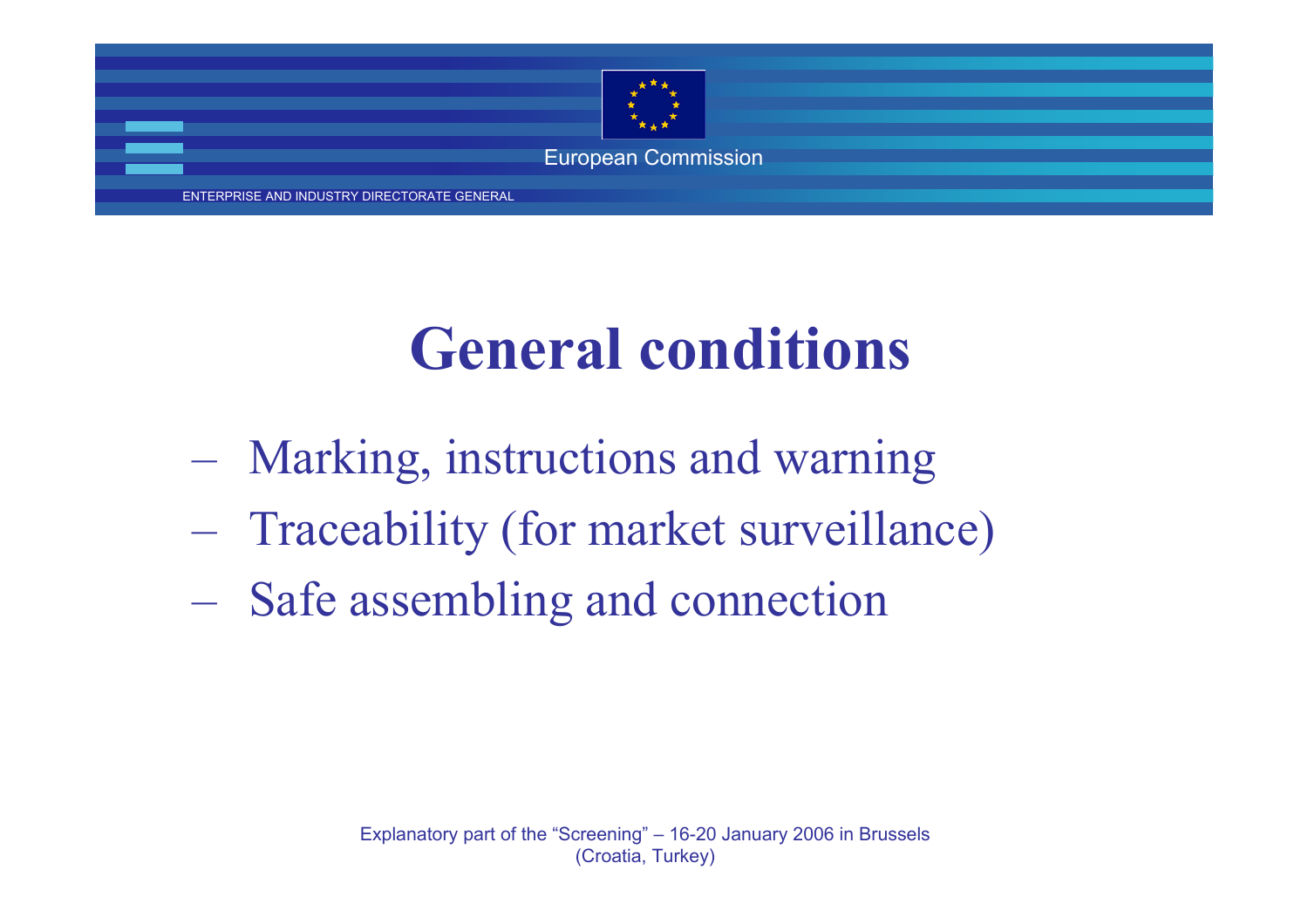# General conditions

- Marking, instructions and warning
- Traceability (for market surveillance)
- Safe assembling and connection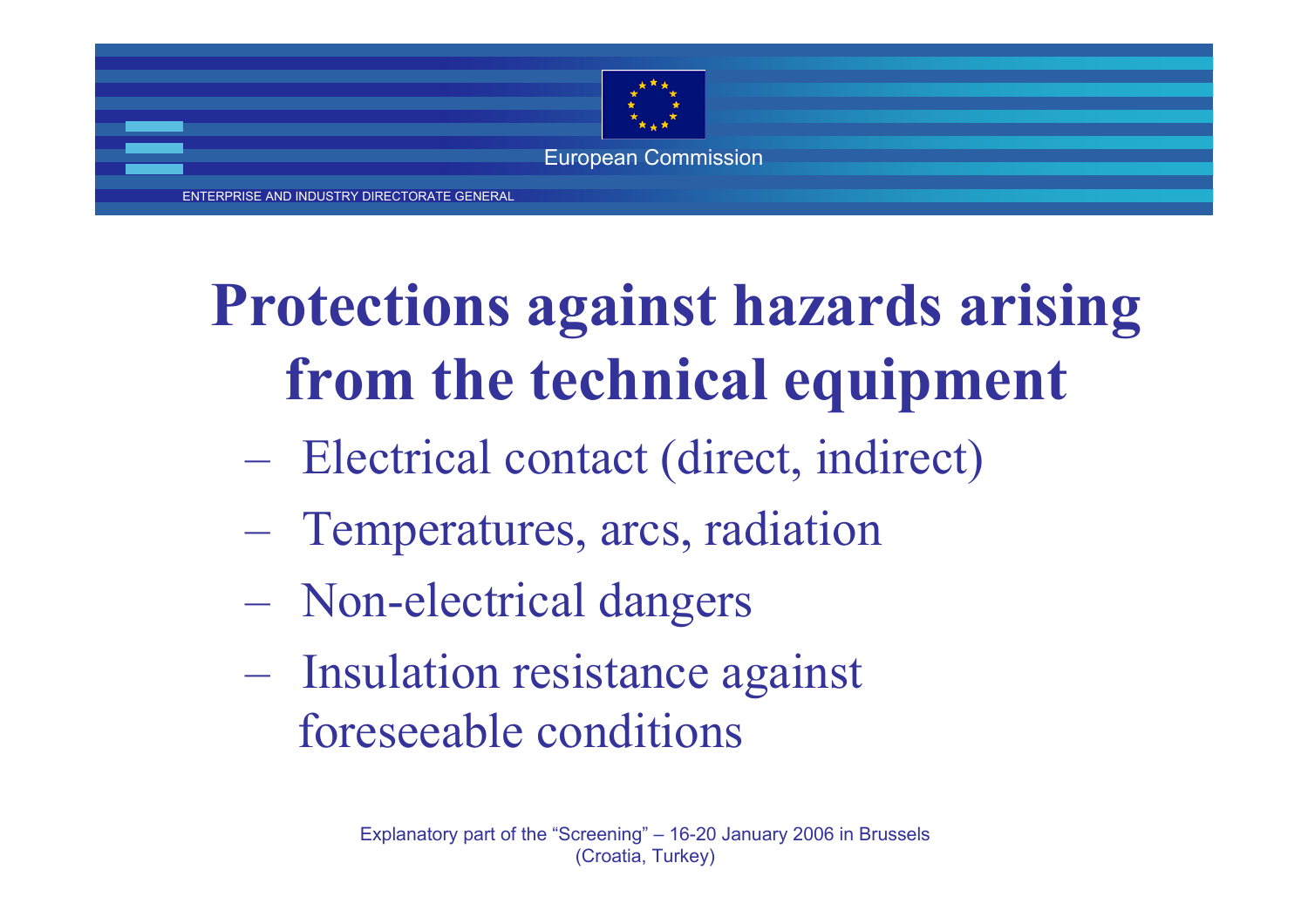# Protections against hazards arising from the technical equipment

- Electrical contact (direct, indirect)
- Temperatures, arcs, radiation
- Non-electrical dangers
- Insulation resistance against foreseeable conditions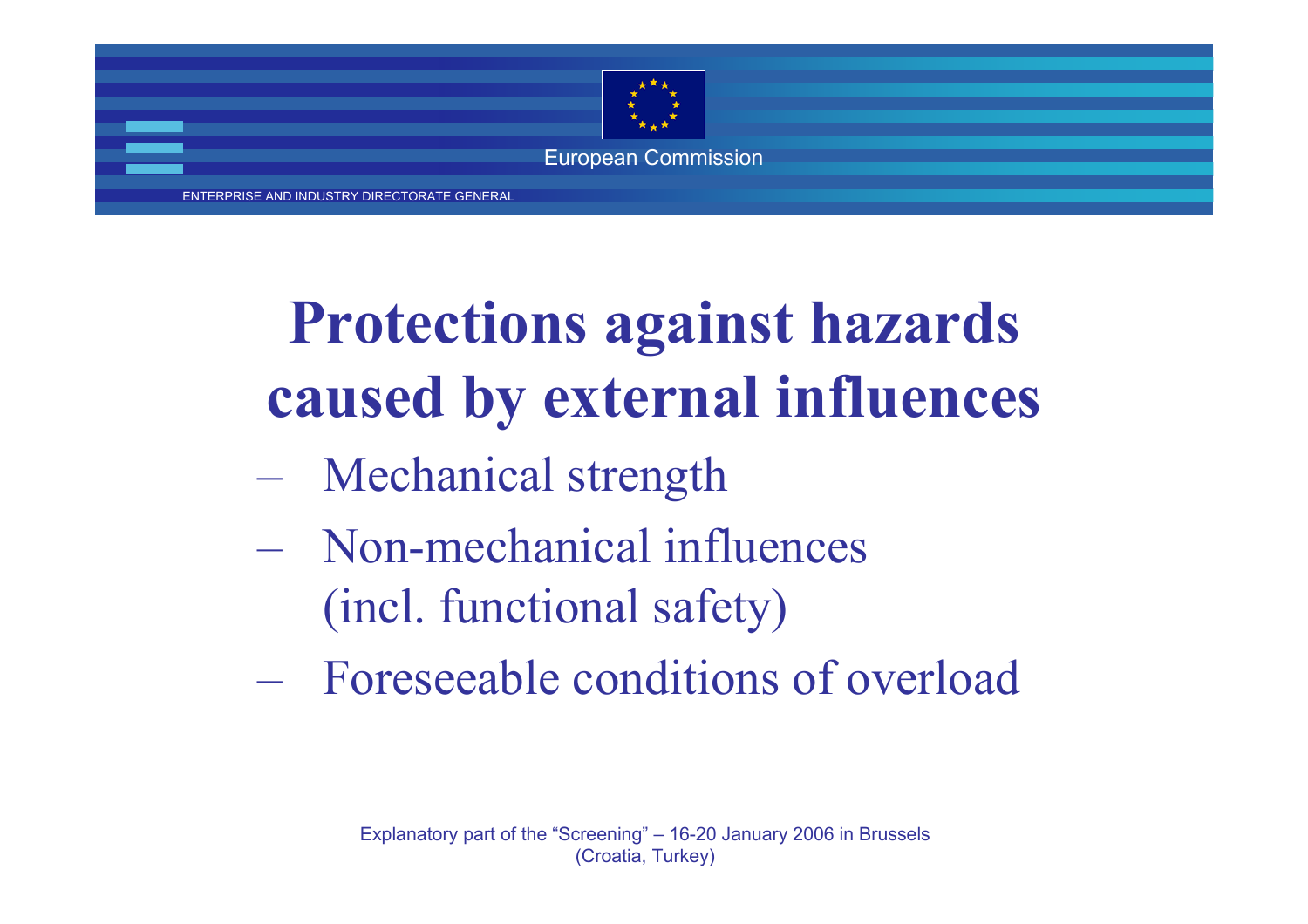# Protections against hazards caused by external influences

- Mechanical strength
- Non-mechanical influences (incl. functional safety)
- Foreseeable conditions of overload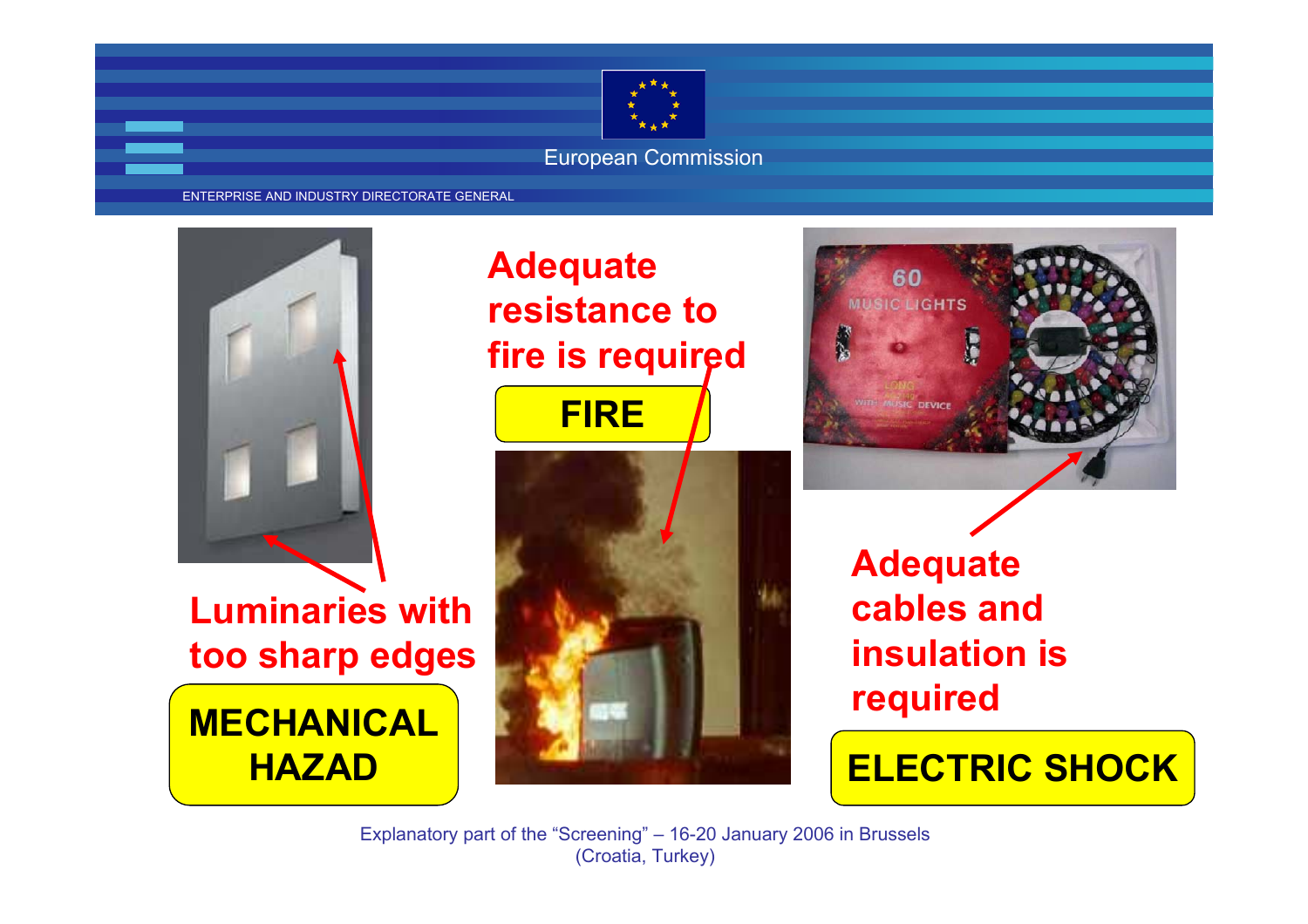Luminaries with too sharp edges

**MECHANICAL HAZAD**

Adequate resistance to fire is required

**FIRE**

Adequate cables and insulation is required

**ELECTRIC SHOCK**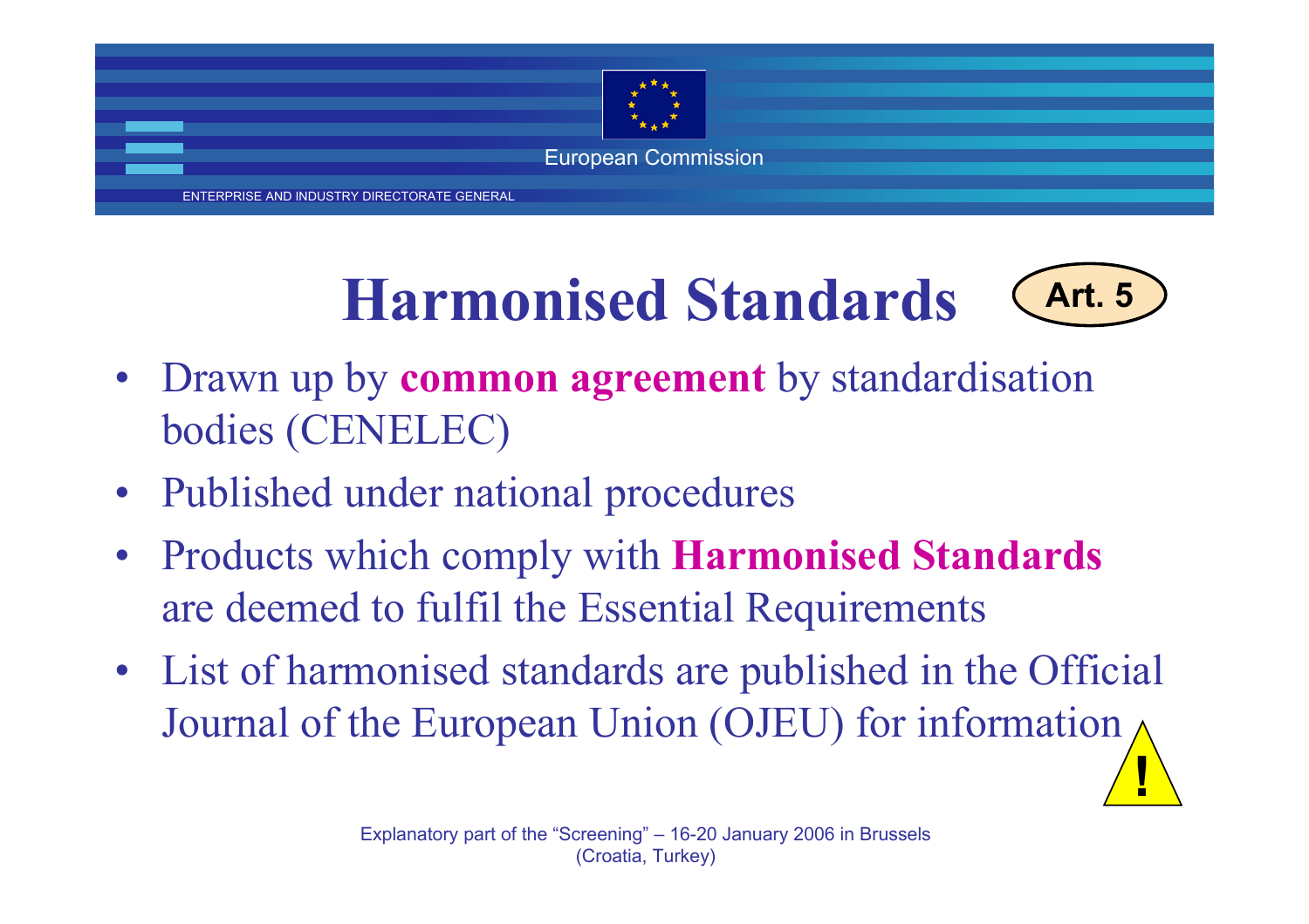# Harmonised Standards

**Art. 5**

- Drawn up by **common agreement** by standardisation bodies (CENELEC)
- Published under national procedures
- Products which comply with **Harmonised Standards** are deemed to fulfil the Essential Requirements
- List of harmonised standards are published in the Official Journal of the European Union (OJEU) for information !

Explanatory part of the “Screening” – 16-20 January 2006 in Brussels (Croatia, Turkey)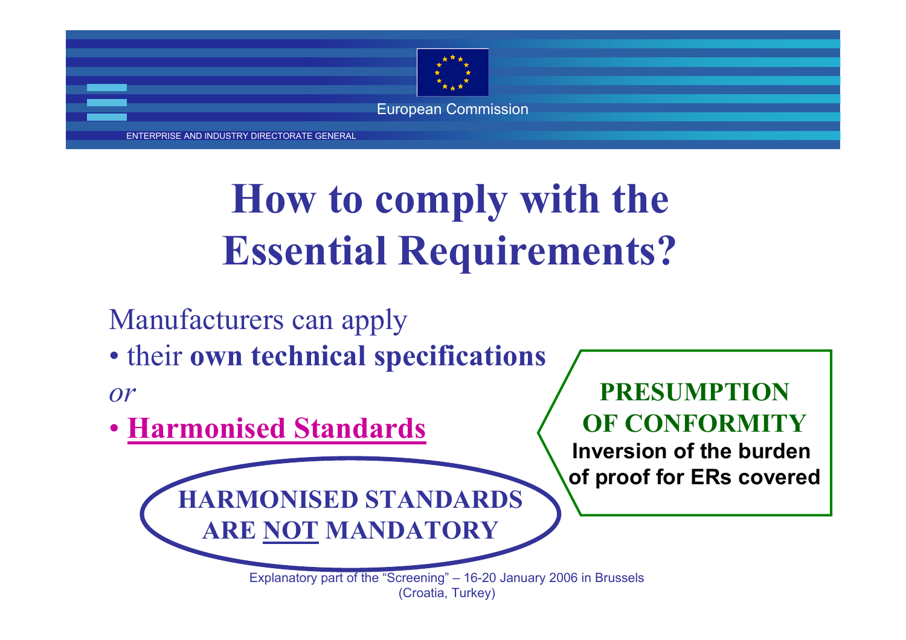# How to comply with the Essential Requirements?

Manufacturers can apply

- their **own technical specifications**

*or*

- **Harmonised Standards**

**PRESUMPTION OF CONFORMITY**

**Inversion of the burden of proof for ERs covered**

**HARMONISED STANDARDS ARE NOT MANDATORY**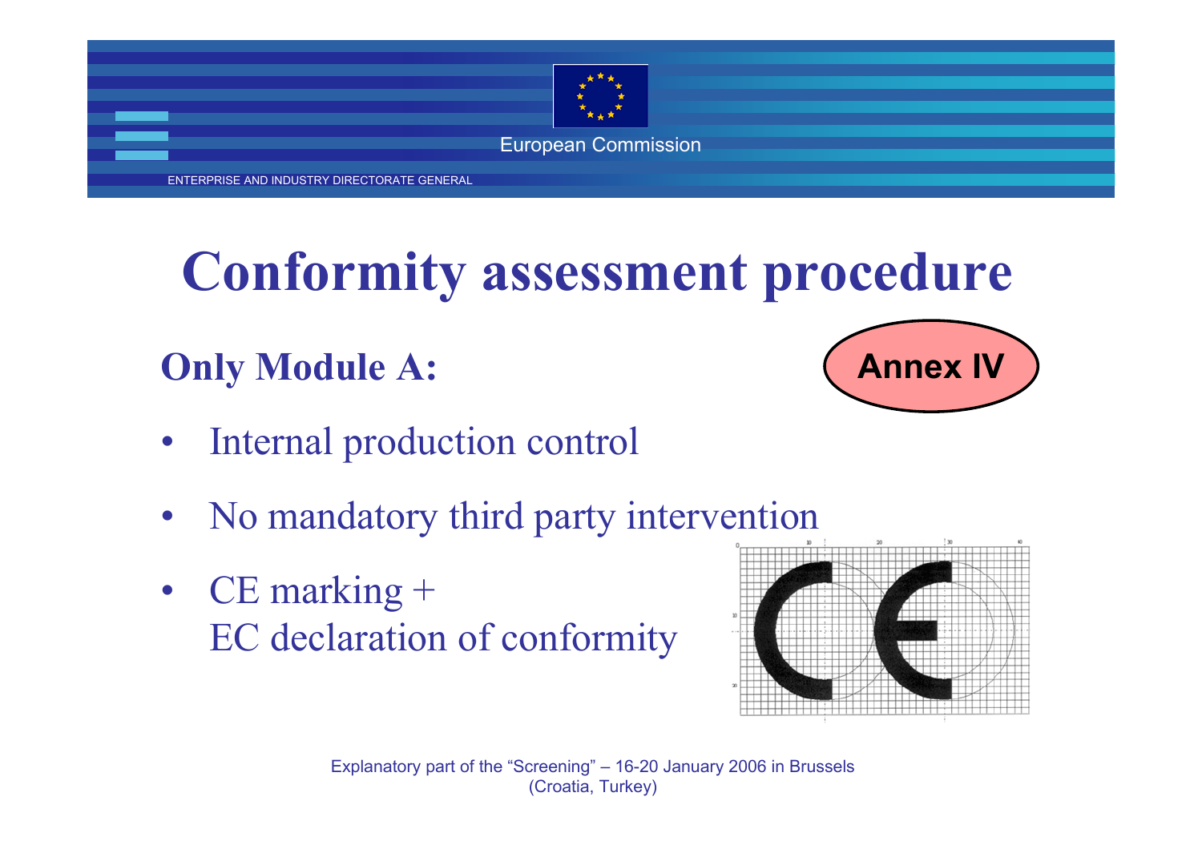# Conformity assessment procedure

**Only Module A:**

**Annex IV**

- Internal production control
- No mandatory third party intervention
- CE marking +
  EC declaration of conformity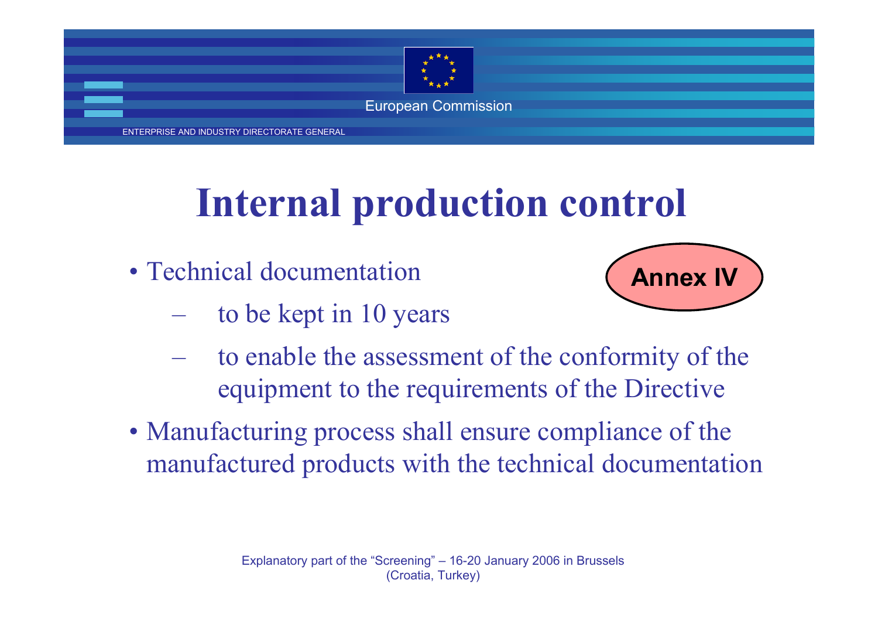# Internal production control

**Annex IV**

- Technical documentation
  - to be kept in 10 years
  - to enable the assessment of the conformity of the equipment to the requirements of the Directive
- Manufacturing process shall ensure compliance of the manufactured products with the technical documentation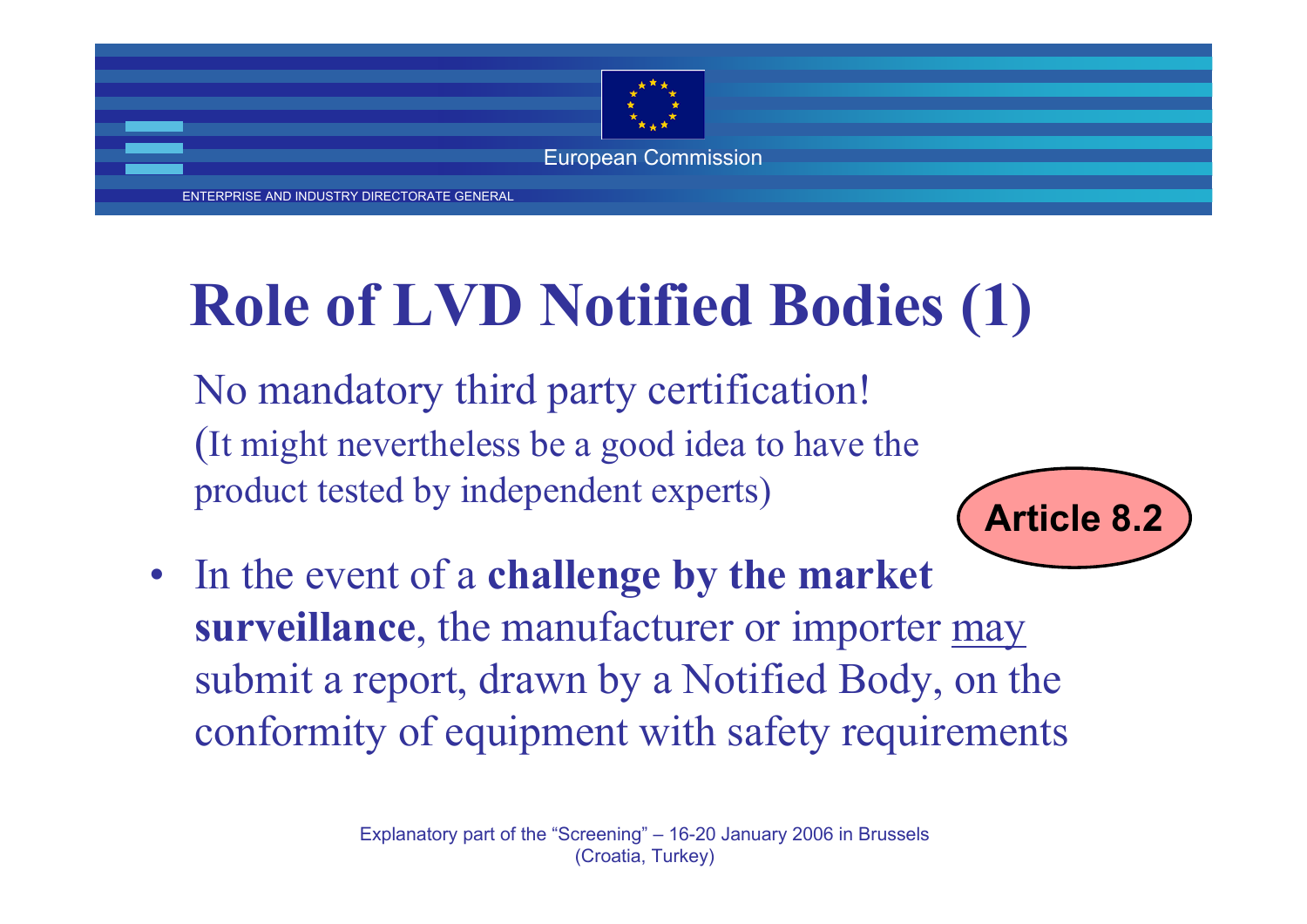# Role of LVD Notified Bodies (1)

No mandatory third party certification!
(It might nevertheless be a good idea to have the product tested by independent experts)

**Article 8.2**

- In the event of a **challenge by the market surveillance**, the manufacturer or importer <u>may</u> submit a report, drawn by a Notified Body, on the conformity of equipment with safety requirements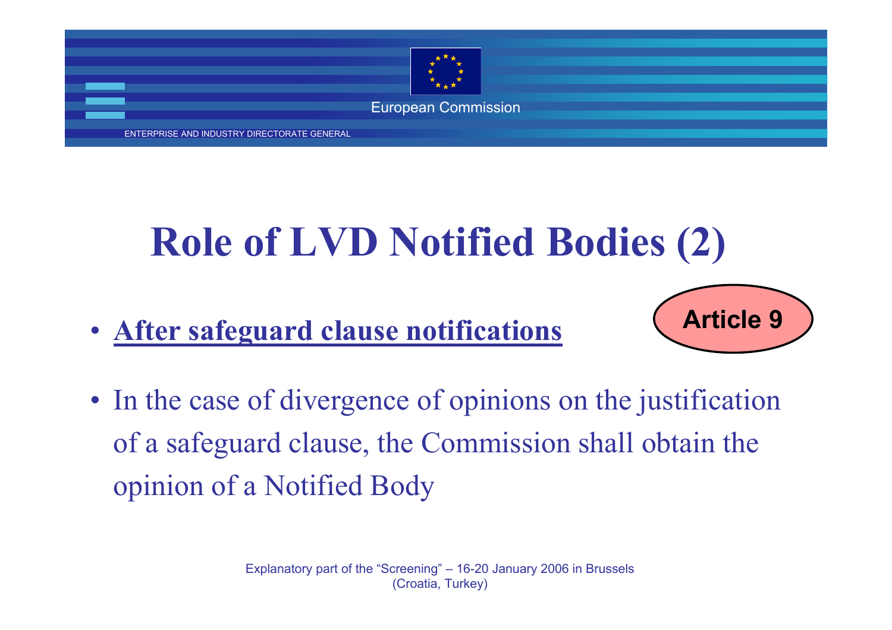# Role of LVD Notified Bodies (2)

- **After safeguard clause notifications**

**Article 9**

- In the case of divergence of opinions on the justification of a safeguard clause, the Commission shall obtain the opinion of a Notified Body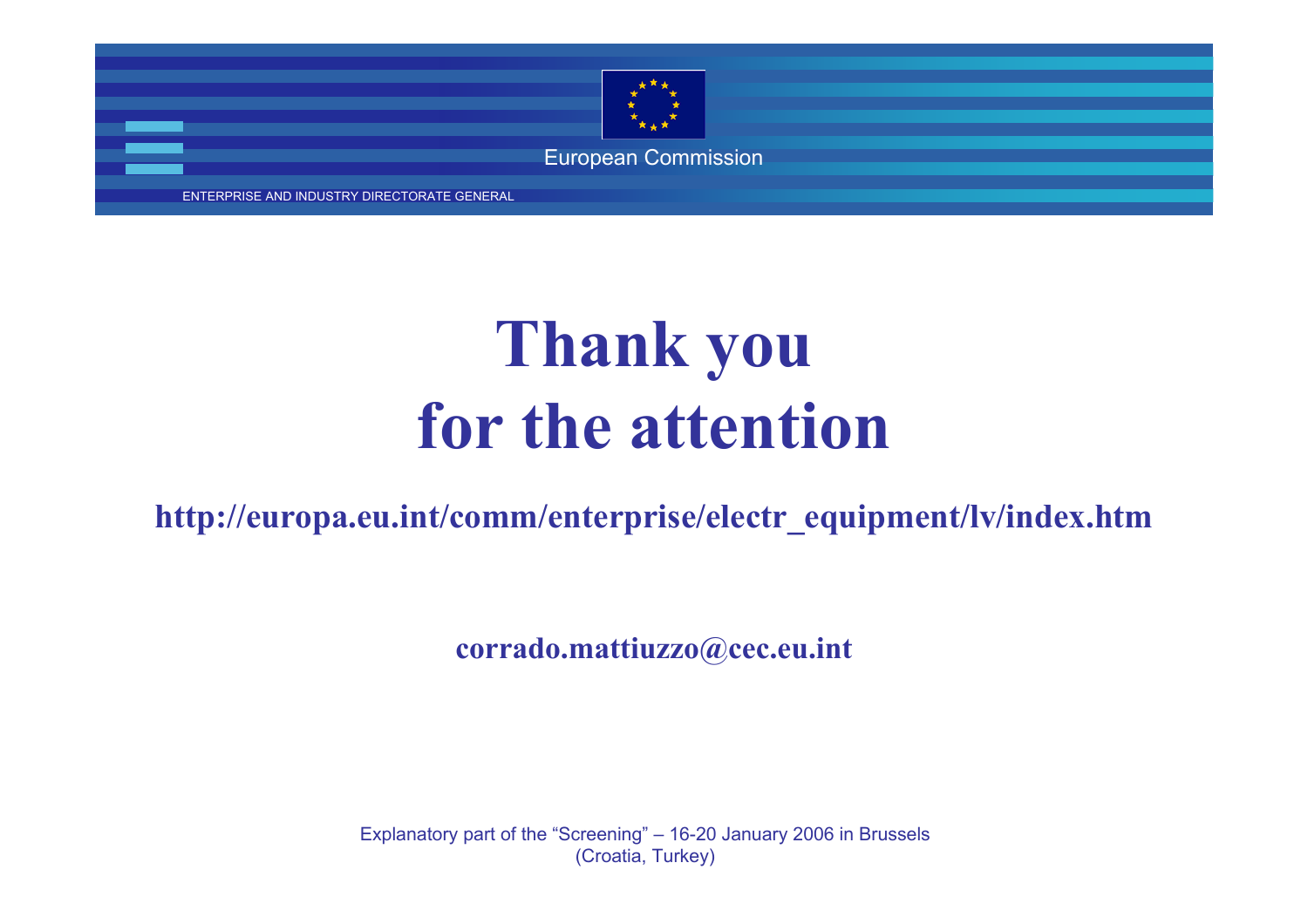European Commission

ENTERPRISE AND INDUSTRY DIRECTORATE GENERAL

# Thank you for the attention

**http://europa.eu.int/comm/enterprise/electr_equipment/lv/index.htm**

**corrado.mattiuzzo@cec.eu.int**

Explanatory part of the "Screening" – 16-20 January 2006 in Brussels (Croatia, Turkey)